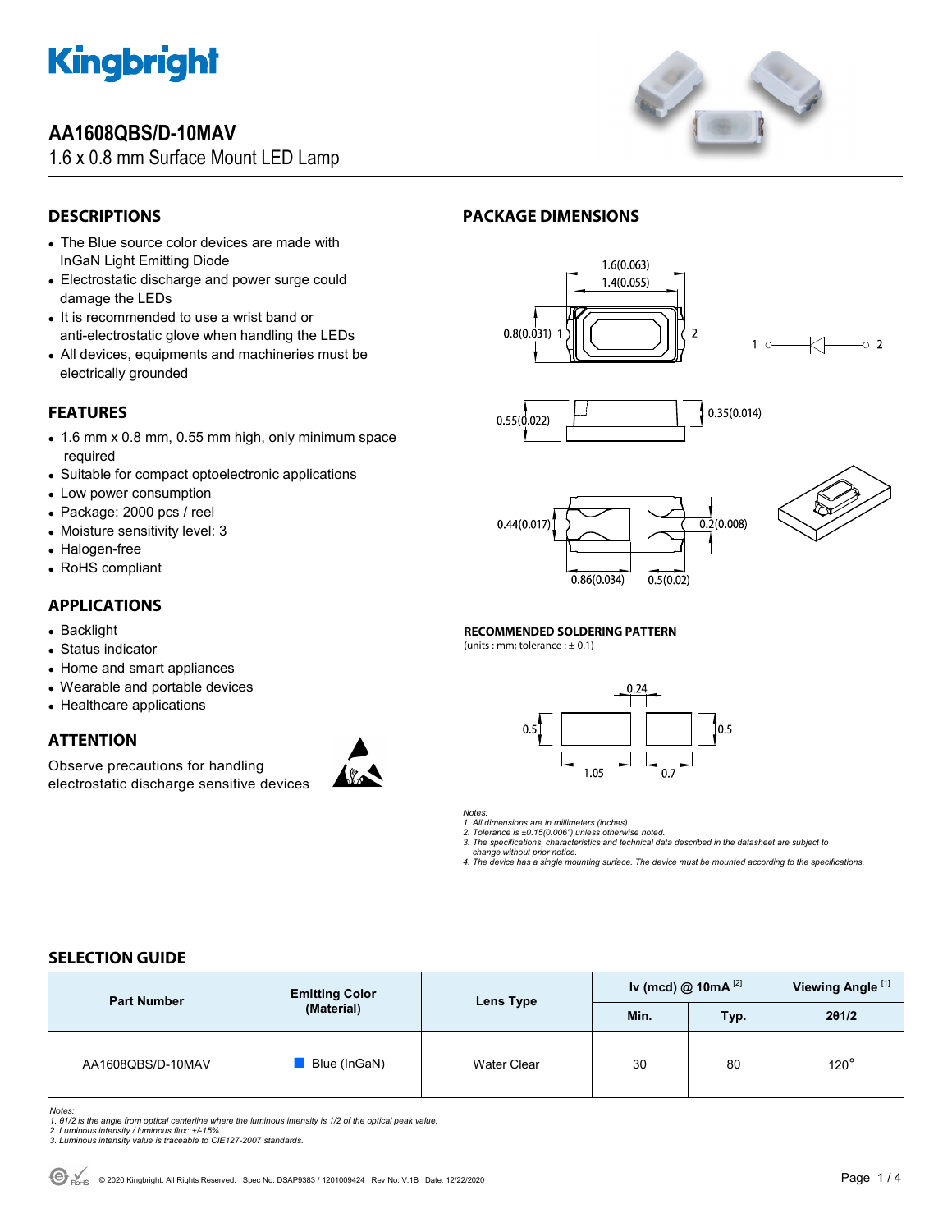# AA1608QBS/D-10MAV

1.6 x 0.8 mm Surface Mount LED Lamp

## DESCRIPTIONS

- The Blue source color devices are made with InGaN Light Emitting Diode
- Electrostatic discharge and power surge could damage the LEDs
- It is recommended to use a wrist band or anti-electrostatic glove when handling the LEDs
- All devices, equipments and machineries must be electrically grounded

## FEATURES

- 1.6 mm x 0.8 mm, 0.55 mm high, only minimum space required
- Suitable for compact optoelectronic applications
- Low power consumption
- Package: 2000 pcs / reel
- Moisture sensitivity level: 3
- Halogen-free
- RoHS compliant

## APPLICATIONS

- Backlight
- Status indicator
- Home and smart appliances
- Wearable and portable devices
- Healthcare applications

## ATTENTION

Observe precautions for handling electrostatic discharge sensitive devices

## PACKAGE DIMENSIONS

1.6(0.063)
1.4(0.055)
0.8(0.031) 1 2
1 2
0.55(0.022) 0.35(0.014)
0.44(0.017) 0.2(0.008)
0.86(0.034) 0.5(0.02)

**RECOMMENDED SOLDERING PATTERN**

(units : mm; tolerance : ± 0.1)

0.24
0.5 0.5
1.05 0.7

*Notes:*
*1. All dimensions are in millimeters (inches).*
*2. Tolerance is ±0.15(0.006") unless otherwise noted.*
*3. The specifications, characteristics and technical data described in the datasheet are subject to change without prior notice.*
*4. The device has a single mounting surface. The device must be mounted according to the specifications.*

## SELECTION GUIDE

| Part Number | Emitting Color (Material) | Lens Type | Iv (mcd) @ 10mA [2] | | Viewing Angle [1] |
|---|---|---|---|---|---|
| | | | Min. | Typ. | 2θ1/2 |
| AA1608QBS/D-10MAV | Blue (InGaN) | Water Clear | 30 | 80 | 120° |

*Notes:*
*1. θ1/2 is the angle from optical centerline where the luminous intensity is 1/2 of the optical peak value.*
*2. Luminous intensity / luminous flux: +/-15%.*
*3. Luminous intensity value is traceable to CIE127-2007 standards.*

© 2020 Kingbright. All Rights Reserved. Spec No: DSAP9383 / 1201009424 Rev No: V.1B Date: 12/22/2020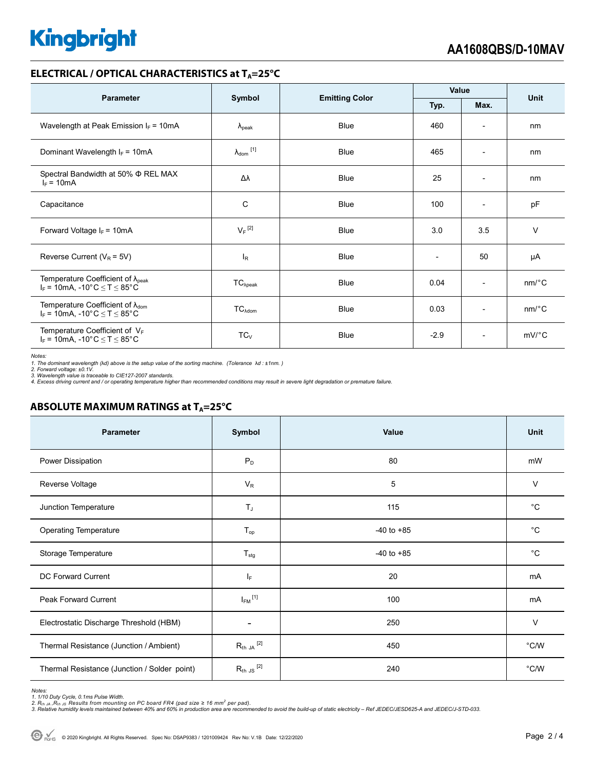## ELECTRICAL / OPTICAL CHARACTERISTICS at $T_A$=25°C

| Parameter | Symbol | Emitting Color | Value | | Unit |
|---|---|---|---|---|---|
| | | | Typ. | Max. | |
| Wavelength at Peak Emission $I_F$ = 10mA | $\lambda_{peak}$ | Blue | 460 | - | nm |
| Dominant Wavelength $I_F$ = 10mA | $\lambda_{dom}$ [1] | Blue | 465 | - | nm |
| Spectral Bandwidth at 50% Φ REL MAX $I_F$ = 10mA | Δλ | Blue | 25 | - | nm |
| Capacitance | C | Blue | 100 | - | pF |
| Forward Voltage $I_F$ = 10mA | $V_F$ [2] | Blue | 3.0 | 3.5 | V |
| Reverse Current ($V_R$ = 5V) | $I_R$ | Blue | - | 50 | µA |
| Temperature Coefficient of $\lambda_{peak}$ $I_F$ = 10mA, -10°C ≤ T ≤ 85°C | $TC_{\lambda peak}$ | Blue | 0.04 | - | nm/°C |
| Temperature Coefficient of $\lambda_{dom}$ $I_F$ = 10mA, -10°C ≤ T ≤ 85°C | $TC_{\lambda dom}$ | Blue | 0.03 | - | nm/°C |
| Temperature Coefficient of $V_F$ $I_F$ = 10mA, -10°C ≤ T ≤ 85°C | $TC_V$ | Blue | -2.9 | - | mV/°C |

*Notes:*
*1. The dominant wavelength (λd) above is the setup value of the sorting machine. (Tolerance λd : ±1nm. )*
*2. Forward voltage: ±0.1V.*
*3. Wavelength value is traceable to CIE127-2007 standards.*
*4. Excess driving current and / or operating temperature higher than recommended conditions may result in severe light degradation or premature failure.*

## ABSOLUTE MAXIMUM RATINGS at $T_A$=25°C

| Parameter | Symbol | Value | Unit |
|---|---|---|---|
| Power Dissipation | $P_D$ | 80 | mW |
| Reverse Voltage | $V_R$ | 5 | V |
| Junction Temperature | $T_J$ | 115 | °C |
| Operating Temperature | $T_{op}$ | -40 to +85 | °C |
| Storage Temperature | $T_{stg}$ | -40 to +85 | °C |
| DC Forward Current | $I_F$ | 20 | mA |
| Peak Forward Current | $I_{FM}$ [1] | 100 | mA |
| Electrostatic Discharge Threshold (HBM) | - | 250 | V |
| Thermal Resistance (Junction / Ambient) | $R_{th\ JA}$ [2] | 450 | °C/W |
| Thermal Resistance (Junction / Solder point) | $R_{th\ JS}$ [2] | 240 | °C/W |

*Notes:*
*1. 1/10 Duty Cycle, 0.1ms Pulse Width.*
*2. $R_{th\ JA}$ ,$R_{th\ JS}$ Results from mounting on PC board FR4 (pad size ≥ 16 mm² per pad).*
*3. Relative humidity levels maintained between 40% and 60% in production area are recommended to avoid the build-up of static electricity – Ref JEDEC/JESD625-A and JEDEC/J-STD-033.*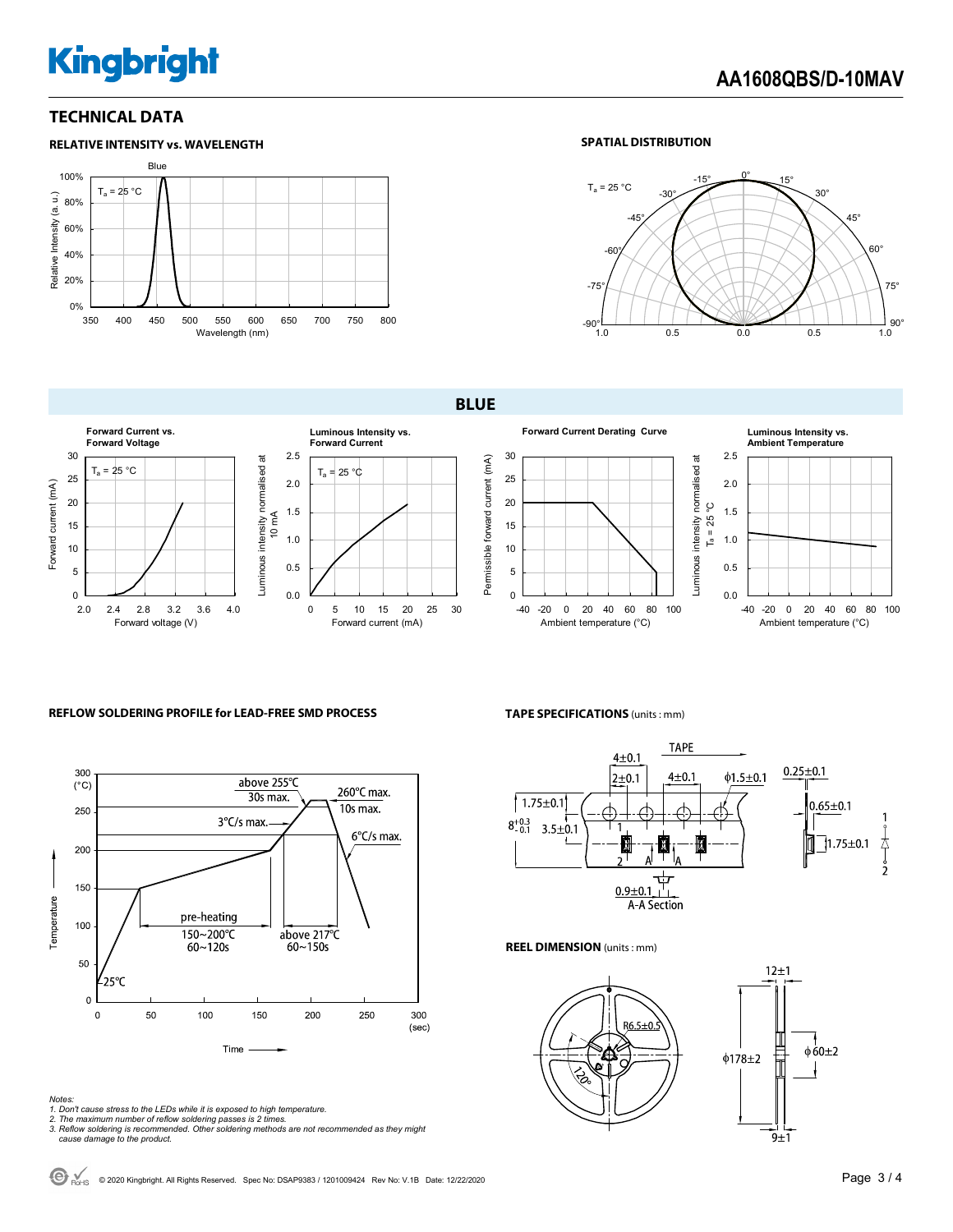## TECHNICAL DATA

### RELATIVE INTENSITY vs. WAVELENGTH

Blue

$T_a$ = 25 °C

Relative Intensity (a. u.)

Wavelength (nm)

### SPATIAL DISTRIBUTION

$T_a$ = 25 °C

## BLUE

**Forward Current vs. Forward Voltage**

$T_a$ = 25 °C

Forward current (mA)

Forward voltage (V)

**Luminous Intensity vs. Forward Current**

$T_a$ = 25 °C

Luminous intensity normalised at 10 mA

Forward current (mA)

**Forward Current Derating Curve**

Permissible forward current (mA)

Ambient temperature (°C)

**Luminous Intensity vs. Ambient Temperature**

Luminous intensity normalised at $T_a$ = 25 °C

Ambient temperature (°C)

### REFLOW SOLDERING PROFILE for LEAD-FREE SMD PROCESS

- above 255°C 30s max.
- 260°C max. 10s max.
- 3°C/s max.
- 6°C/s max.
- pre-heating 150~200°C 60~120s
- above 217°C 60~150s
- 25°C

Temperature (°C)

Time (sec)

*Notes:*
*1. Don't cause stress to the LEDs while it is exposed to high temperature.*
*2. The maximum number of reflow soldering passes is 2 times.*
*3. Reflow soldering is recommended. Other soldering methods are not recommended as they might cause damage to the product.*

### TAPE SPECIFICATIONS (units : mm)

TAPE

4±0.1, 2±0.1, 4±0.1, φ1.5±0.1, 0.25±0.1, 1.75±0.1, $8^{+0.3}_{-0.1}$, 3.5±0.1, 0.65±0.1, 1.75±0.1, 0.9±0.1

A-A Section

### REEL DIMENSION (units : mm)

R6.5±0.5, 120°, 12±1, φ178±2, φ60±2, 9±1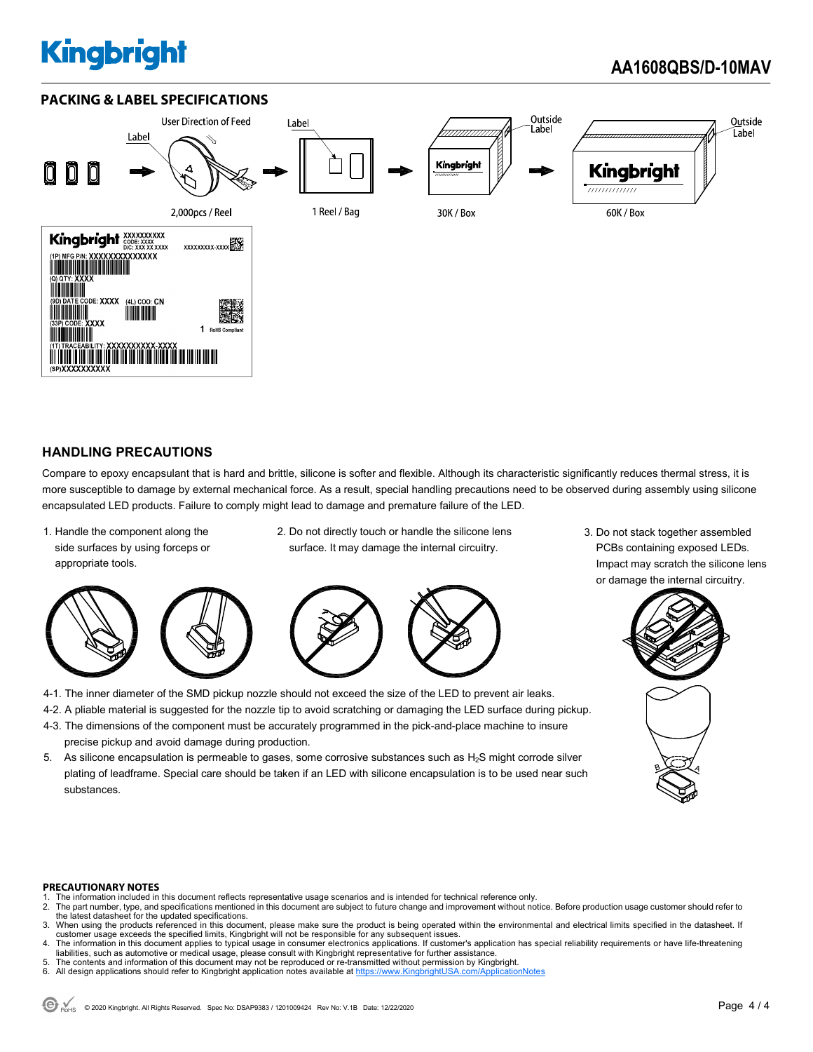## PACKING & LABEL SPECIFICATIONS

User Direction of Feed

Label

2,000pcs / Reel

Label

1 Reel / Bag

Outside Label

30K / Box

Outside Label

60K / Box

## HANDLING PRECAUTIONS

Compare to epoxy encapsulant that is hard and brittle, silicone is softer and flexible. Although its characteristic significantly reduces thermal stress, it is more susceptible to damage by external mechanical force. As a result, special handling precautions need to be observed during assembly using silicone encapsulated LED products. Failure to comply might lead to damage and premature failure of the LED.

1. Handle the component along the side surfaces by using forceps or appropriate tools.
2. Do not directly touch or handle the silicone lens surface. It may damage the internal circuitry.
3. Do not stack together assembled PCBs containing exposed LEDs. Impact may scratch the silicone lens or damage the internal circuitry.

4-1. The inner diameter of the SMD pickup nozzle should not exceed the size of the LED to prevent air leaks.

4-2. A pliable material is suggested for the nozzle tip to avoid scratching or damaging the LED surface during pickup.

4-3. The dimensions of the component must be accurately programmed in the pick-and-place machine to insure precise pickup and avoid damage during production.

5. As silicone encapsulation is permeable to gases, some corrosive substances such as $H_2S$ might corrode silver plating of leadframe. Special care should be taken if an LED with silicone encapsulation is to be used near such substances.

### PRECAUTIONARY NOTES

1. The information included in this document reflects representative usage scenarios and is intended for technical reference only.
2. The part number, type, and specifications mentioned in this document are subject to future change and improvement without notice. Before production usage customer should refer to the latest datasheet for the updated specifications.
3. When using the products referenced in this document, please make sure the product is being operated within the environmental and electrical limits specified in the datasheet. If customer usage exceeds the specified limits, Kingbright will not be responsible for any subsequent issues.
4. The information in this document applies to typical usage in consumer electronics applications. If customer's application has special reliability requirements or have life-threatening liabilities, such as automotive or medical usage, please consult with Kingbright representative for further assistance.
5. The contents and information of this document may not be reproduced or re-transmitted without permission by Kingbright.
6. All design applications should refer to Kingbright application notes available at https://www.KingbrightUSA.com/ApplicationNotes

© 2020 Kingbright. All Rights Reserved. Spec No: DSAP9383 / 1201009424 Rev No: V.1B Date: 12/22/2020